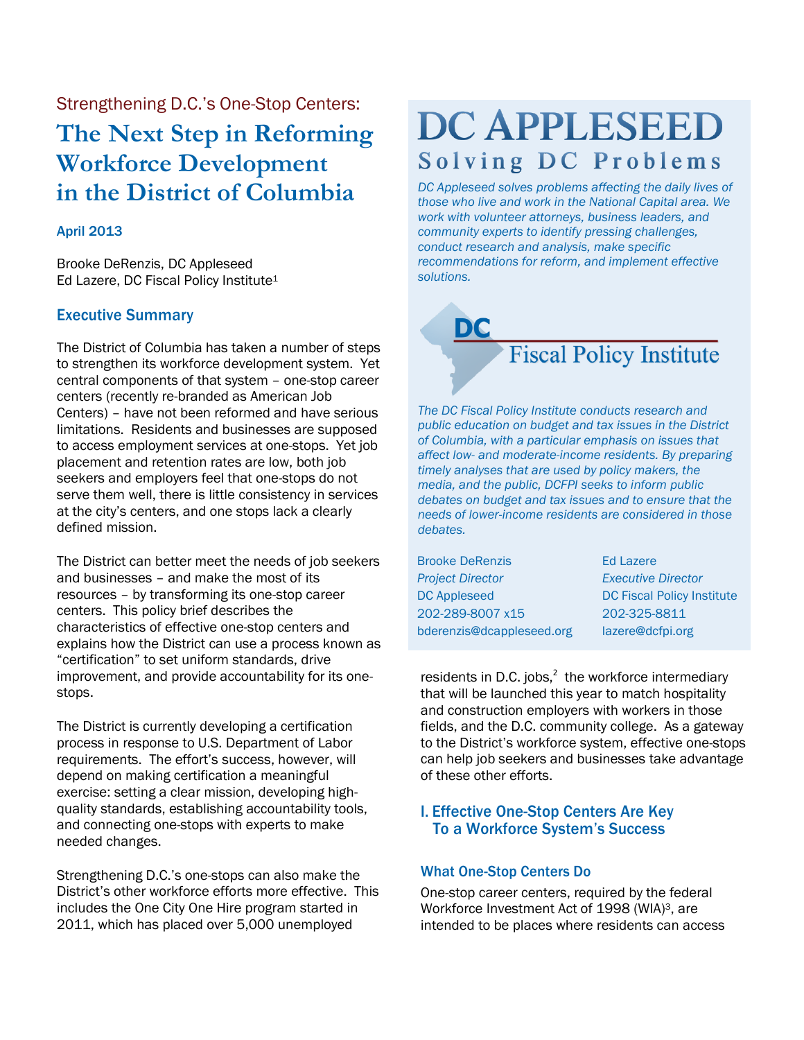Strengthening D.C.'s One-Stop Centers:

# The Next Step in Reforming Workforce Development in the District of Columbia

**April 2013**

Brooke DeRenzis, DC Appleseed
Ed Lazere, DC Fiscal Policy Institute[1]

## Executive Summary

The District of Columbia has taken a number of steps to strengthen its workforce development system. Yet central components of that system – one-stop career centers (recently re-branded as American Job Centers) – have not been reformed and have serious limitations. Residents and businesses are supposed to access employment services at one-stops. Yet job placement and retention rates are low, both job seekers and employers feel that one-stops do not serve them well, there is little consistency in services at the city's centers, and one stops lack a clearly defined mission.

The District can better meet the needs of job seekers and businesses – and make the most of its resources – by transforming its one-stop career centers. This policy brief describes the characteristics of effective one-stop centers and explains how the District can use a process known as "certification" to set uniform standards, drive improvement, and provide accountability for its one-stops.

The District is currently developing a certification process in response to U.S. Department of Labor requirements. The effort's success, however, will depend on making certification a meaningful exercise: setting a clear mission, developing high-quality standards, establishing accountability tools, and connecting one-stops with experts to make needed changes.

Strengthening D.C.'s one-stops can also make the District's other workforce efforts more effective. This includes the One City One Hire program started in 2011, which has placed over 5,000 unemployed residents in D.C. jobs,[2] the workforce intermediary that will be launched this year to match hospitality and construction employers with workers in those fields, and the D.C. community college. As a gateway to the District's workforce system, effective one-stops can help job seekers and businesses take advantage of these other efforts.

**DC APPLESEED**
**Solving DC Problems**

*DC Appleseed solves problems affecting the daily lives of those who live and work in the National Capital area. We work with volunteer attorneys, business leaders, and community experts to identify pressing challenges, conduct research and analysis, make specific recommendations for reform, and implement effective solutions.*

**DC Fiscal Policy Institute**

*The DC Fiscal Policy Institute conducts research and public education on budget and tax issues in the District of Columbia, with a particular emphasis on issues that affect low- and moderate-income residents. By preparing timely analyses that are used by policy makers, the media, and the public, DCFPI seeks to inform public debates on budget and tax issues and to ensure that the needs of lower-income residents are considered in those debates.*

Brooke DeRenzis
*Project Director*
DC Appleseed
202-289-8007 x15
bderenzis@dcappleseed.org

Ed Lazere
*Executive Director*
DC Fiscal Policy Institute
202-325-8811
lazere@dcfpi.org

## I. Effective One-Stop Centers Are Key To a Workforce System's Success

### What One-Stop Centers Do

One-stop career centers, required by the federal Workforce Investment Act of 1998 (WIA)[3], are intended to be places where residents can access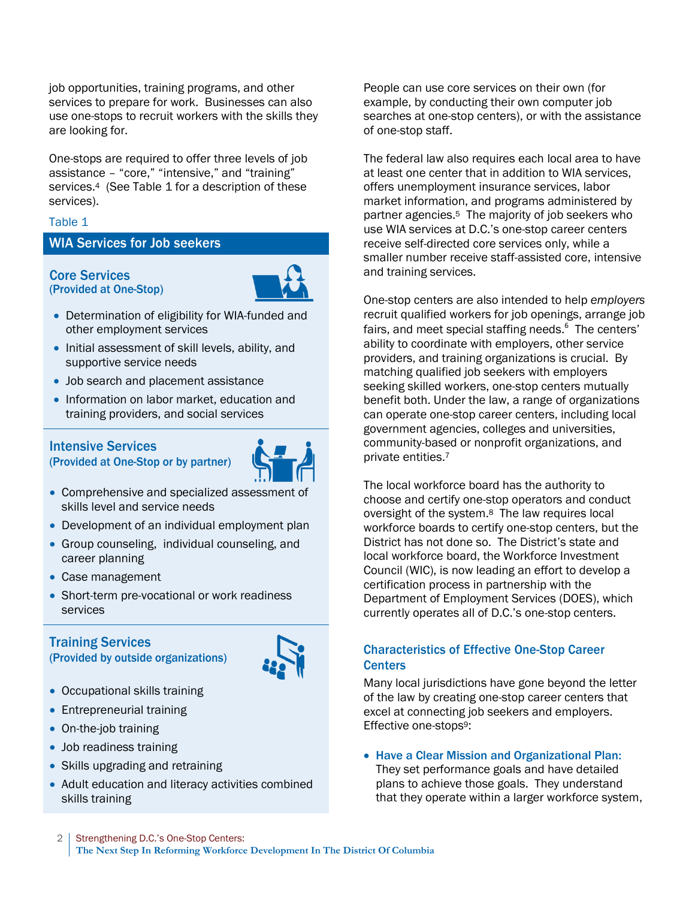job opportunities, training programs, and other services to prepare for work. Businesses can also use one-stops to recruit workers with the skills they are looking for.

One-stops are required to offer three levels of job assistance – "core," "intensive," and "training" services.[4] (See Table 1 for a description of these services).

Table 1

**WIA Services for Job seekers**

**Core Services**
**(Provided at One-Stop)**

- Determination of eligibility for WIA-funded and other employment services
- Initial assessment of skill levels, ability, and supportive service needs
- Job search and placement assistance
- Information on labor market, education and training providers, and social services

**Intensive Services**
**(Provided at One-Stop or by partner)**

- Comprehensive and specialized assessment of skills level and service needs
- Development of an individual employment plan
- Group counseling, individual counseling, and career planning
- Case management
- Short-term pre-vocational or work readiness services

**Training Services**
**(Provided by outside organizations)**

- Occupational skills training
- Entrepreneurial training
- On-the-job training
- Job readiness training
- Skills upgrading and retraining
- Adult education and literacy activities combined skills training

People can use core services on their own (for example, by conducting their own computer job searches at one-stop centers), or with the assistance of one-stop staff.

The federal law also requires each local area to have at least one center that in addition to WIA services, offers unemployment insurance services, labor market information, and programs administered by partner agencies.[5] The majority of job seekers who use WIA services at D.C.'s one-stop career centers receive self-directed core services only, while a smaller number receive staff-assisted core, intensive and training services.

One-stop centers are also intended to help *employers* recruit qualified workers for job openings, arrange job fairs, and meet special staffing needs.[6] The centers' ability to coordinate with employers, other service providers, and training organizations is crucial. By matching qualified job seekers with employers seeking skilled workers, one-stop centers mutually benefit both. Under the law, a range of organizations can operate one-stop career centers, including local government agencies, colleges and universities, community-based or nonprofit organizations, and private entities.[7]

The local workforce board has the authority to choose and certify one-stop operators and conduct oversight of the system.[8] The law requires local workforce boards to certify one-stop centers, but the District has not done so. The District's state and local workforce board, the Workforce Investment Council (WIC), is now leading an effort to develop a certification process in partnership with the Department of Employment Services (DOES), which currently operates all of D.C.'s one-stop centers.

## Characteristics of Effective One-Stop Career Centers

Many local jurisdictions have gone beyond the letter of the law by creating one-stop career centers that excel at connecting job seekers and employers. Effective one-stops[9]:

- **Have a Clear Mission and Organizational Plan:** They set performance goals and have detailed plans to achieve those goals. They understand that they operate within a larger workforce system,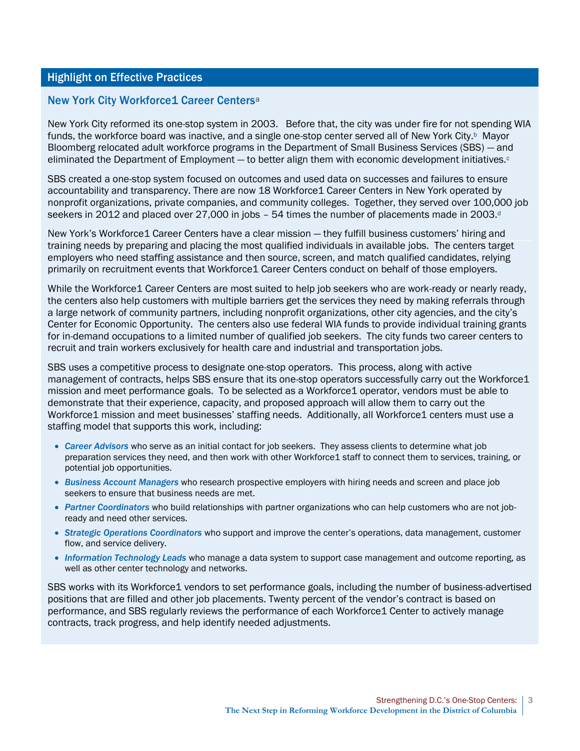## Highlight on Effective Practices

### New York City Workforce1 Career Centers[a]

New York City reformed its one-stop system in 2003. Before that, the city was under fire for not spending WIA funds, the workforce board was inactive, and a single one-stop center served all of New York City.[b] Mayor Bloomberg relocated adult workforce programs in the Department of Small Business Services (SBS) — and eliminated the Department of Employment — to better align them with economic development initiatives.[c]

SBS created a one-stop system focused on outcomes and used data on successes and failures to ensure accountability and transparency. There are now 18 Workforce1 Career Centers in New York operated by nonprofit organizations, private companies, and community colleges. Together, they served over 100,000 job seekers in 2012 and placed over 27,000 in jobs – 54 times the number of placements made in 2003.[d]

New York's Workforce1 Career Centers have a clear mission — they fulfill business customers' hiring and training needs by preparing and placing the most qualified individuals in available jobs. The centers target employers who need staffing assistance and then source, screen, and match qualified candidates, relying primarily on recruitment events that Workforce1 Career Centers conduct on behalf of those employers.

While the Workforce1 Career Centers are most suited to help job seekers who are work-ready or nearly ready, the centers also help customers with multiple barriers get the services they need by making referrals through a large network of community partners, including nonprofit organizations, other city agencies, and the city's Center for Economic Opportunity. The centers also use federal WIA funds to provide individual training grants for in-demand occupations to a limited number of qualified job seekers. The city funds two career centers to recruit and train workers exclusively for health care and industrial and transportation jobs.

SBS uses a competitive process to designate one-stop operators. This process, along with active management of contracts, helps SBS ensure that its one-stop operators successfully carry out the Workforce1 mission and meet performance goals. To be selected as a Workforce1 operator, vendors must be able to demonstrate that their experience, capacity, and proposed approach will allow them to carry out the Workforce1 mission and meet businesses' staffing needs. Additionally, all Workforce1 centers must use a staffing model that supports this work, including:

- ***Career Advisors*** who serve as an initial contact for job seekers. They assess clients to determine what job preparation services they need, and then work with other Workforce1 staff to connect them to services, training, or potential job opportunities.
- ***Business Account Managers*** who research prospective employers with hiring needs and screen and place job seekers to ensure that business needs are met.
- ***Partner Coordinators*** who build relationships with partner organizations who can help customers who are not job-ready and need other services.
- ***Strategic Operations Coordinators*** who support and improve the center's operations, data management, customer flow, and service delivery.
- ***Information Technology Leads*** who manage a data system to support case management and outcome reporting, as well as other center technology and networks.

SBS works with its Workforce1 vendors to set performance goals, including the number of business-advertised positions that are filled and other job placements. Twenty percent of the vendor's contract is based on performance, and SBS regularly reviews the performance of each Workforce1 Center to actively manage contracts, track progress, and help identify needed adjustments.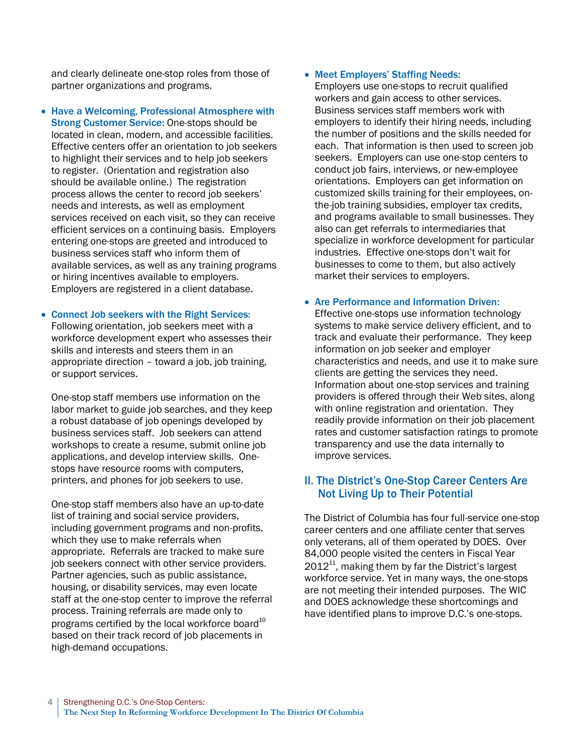and clearly delineate one-stop roles from those of partner organizations and programs.

- **Have a Welcoming, Professional Atmosphere with Strong Customer Service:** One-stops should be located in clean, modern, and accessible facilities. Effective centers offer an orientation to job seekers to highlight their services and to help job seekers to register. (Orientation and registration also should be available online.) The registration process allows the center to record job seekers' needs and interests, as well as employment services received on each visit, so they can receive efficient services on a continuing basis. Employers entering one-stops are greeted and introduced to business services staff who inform them of available services, as well as any training programs or hiring incentives available to employers. Employers are registered in a client database.

- **Connect Job seekers with the Right Services:** Following orientation, job seekers meet with a workforce development expert who assesses their skills and interests and steers them in an appropriate direction – toward a job, job training, or support services.

  One-stop staff members use information on the labor market to guide job searches, and they keep a robust database of job openings developed by business services staff. Job seekers can attend workshops to create a resume, submit online job applications, and develop interview skills. One-stops have resource rooms with computers, printers, and phones for job seekers to use.

  One-stop staff members also have an up-to-date list of training and social service providers, including government programs and non-profits, which they use to make referrals when appropriate. Referrals are tracked to make sure job seekers connect with other service providers. Partner agencies, such as public assistance, housing, or disability services, may even locate staff at the one-stop center to improve the referral process. Training referrals are made only to programs certified by the local workforce board[10] based on their track record of job placements in high-demand occupations.

- **Meet Employers' Staffing Needs:** Employers use one-stops to recruit qualified workers and gain access to other services. Business services staff members work with employers to identify their hiring needs, including the number of positions and the skills needed for each. That information is then used to screen job seekers. Employers can use one-stop centers to conduct job fairs, interviews, or new-employee orientations. Employers can get information on customized skills training for their employees, on-the-job training subsidies, employer tax credits, and programs available to small businesses. They also can get referrals to intermediaries that specialize in workforce development for particular industries. Effective one-stops don't wait for businesses to come to them, but also actively market their services to employers.

- **Are Performance and Information Driven:** Effective one-stops use information technology systems to make service delivery efficient, and to track and evaluate their performance. They keep information on job seeker and employer characteristics and needs, and use it to make sure clients are getting the services they need. Information about one-stop services and training providers is offered through their Web sites, along with online registration and orientation. They readily provide information on their job placement rates and customer satisfaction ratings to promote transparency and use the data internally to improve services.

## II. The District's One-Stop Career Centers Are Not Living Up to Their Potential

The District of Columbia has four full-service one-stop career centers and one affiliate center that serves only veterans, all of them operated by DOES. Over 84,000 people visited the centers in Fiscal Year 2012[11], making them by far the District's largest workforce service. Yet in many ways, the one-stops are not meeting their intended purposes. The WIC and DOES acknowledge these shortcomings and have identified plans to improve D.C.'s one-stops.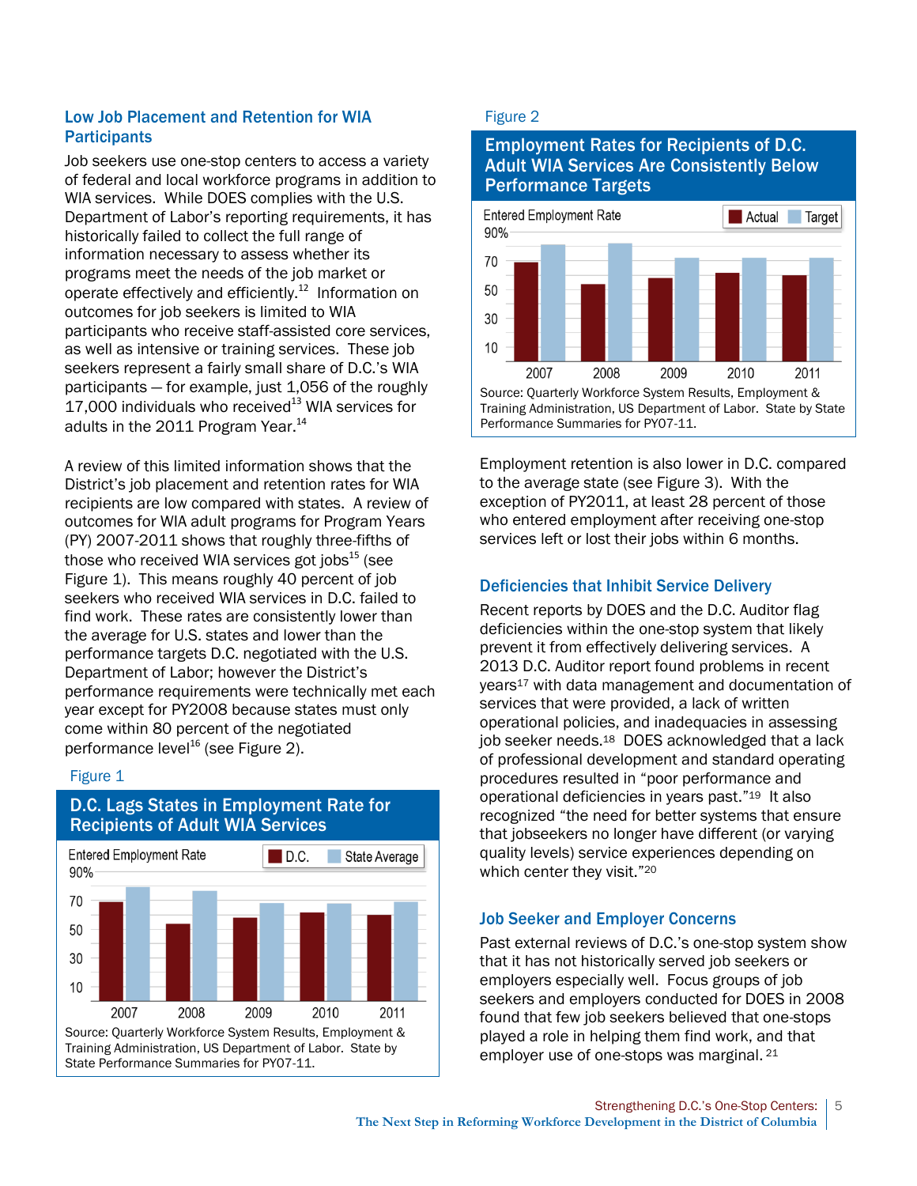## Low Job Placement and Retention for WIA Participants

Job seekers use one-stop centers to access a variety of federal and local workforce programs in addition to WIA services. While DOES complies with the U.S. Department of Labor's reporting requirements, it has historically failed to collect the full range of information necessary to assess whether its programs meet the needs of the job market or operate effectively and efficiently.[12] Information on outcomes for job seekers is limited to WIA participants who receive staff-assisted core services, as well as intensive or training services. These job seekers represent a fairly small share of D.C.'s WIA participants – for example, just 1,056 of the roughly 17,000 individuals who received[13] WIA services for adults in the 2011 Program Year.[14]

A review of this limited information shows that the District's job placement and retention rates for WIA recipients are low compared with states. A review of outcomes for WIA adult programs for Program Years (PY) 2007-2011 shows that roughly three-fifths of those who received WIA services got jobs[15] (see Figure 1). This means roughly 40 percent of job seekers who received WIA services in D.C. failed to find work. These rates are consistently lower than the average for U.S. states and lower than the performance targets D.C. negotiated with the U.S. Department of Labor; however the District's performance requirements were technically met each year except for PY2008 because states must only come within 80 percent of the negotiated performance level[16] (see Figure 2).

Figure 1

**D.C. Lags States in Employment Rate for Recipients of Adult WIA Services**

Source: Quarterly Workforce System Results, Employment & Training Administration, US Department of Labor. State by State Performance Summaries for PY07-11.

Figure 2

**Employment Rates for Recipients of D.C. Adult WIA Services Are Consistently Below Performance Targets**

Source: Quarterly Workforce System Results, Employment & Training Administration, US Department of Labor. State by State Performance Summaries for PY07-11.

Employment retention is also lower in D.C. compared to the average state (see Figure 3). With the exception of PY2011, at least 28 percent of those who entered employment after receiving one-stop services left or lost their jobs within 6 months.

## Deficiencies that Inhibit Service Delivery

Recent reports by DOES and the D.C. Auditor flag deficiencies within the one-stop system that likely prevent it from effectively delivering services. A 2013 D.C. Auditor report found problems in recent years[17] with data management and documentation of services that were provided, a lack of written operational policies, and inadequacies in assessing job seeker needs.[18] DOES acknowledged that a lack of professional development and standard operating procedures resulted in "poor performance and operational deficiencies in years past."[19] It also recognized "the need for better systems that ensure that jobseekers no longer have different (or varying quality levels) service experiences depending on which center they visit."[20]

## Job Seeker and Employer Concerns

Past external reviews of D.C.'s one-stop system show that it has not historically served job seekers or employers especially well. Focus groups of job seekers and employers conducted for DOES in 2008 found that few job seekers believed that one-stops played a role in helping them find work, and that employer use of one-stops was marginal.[21]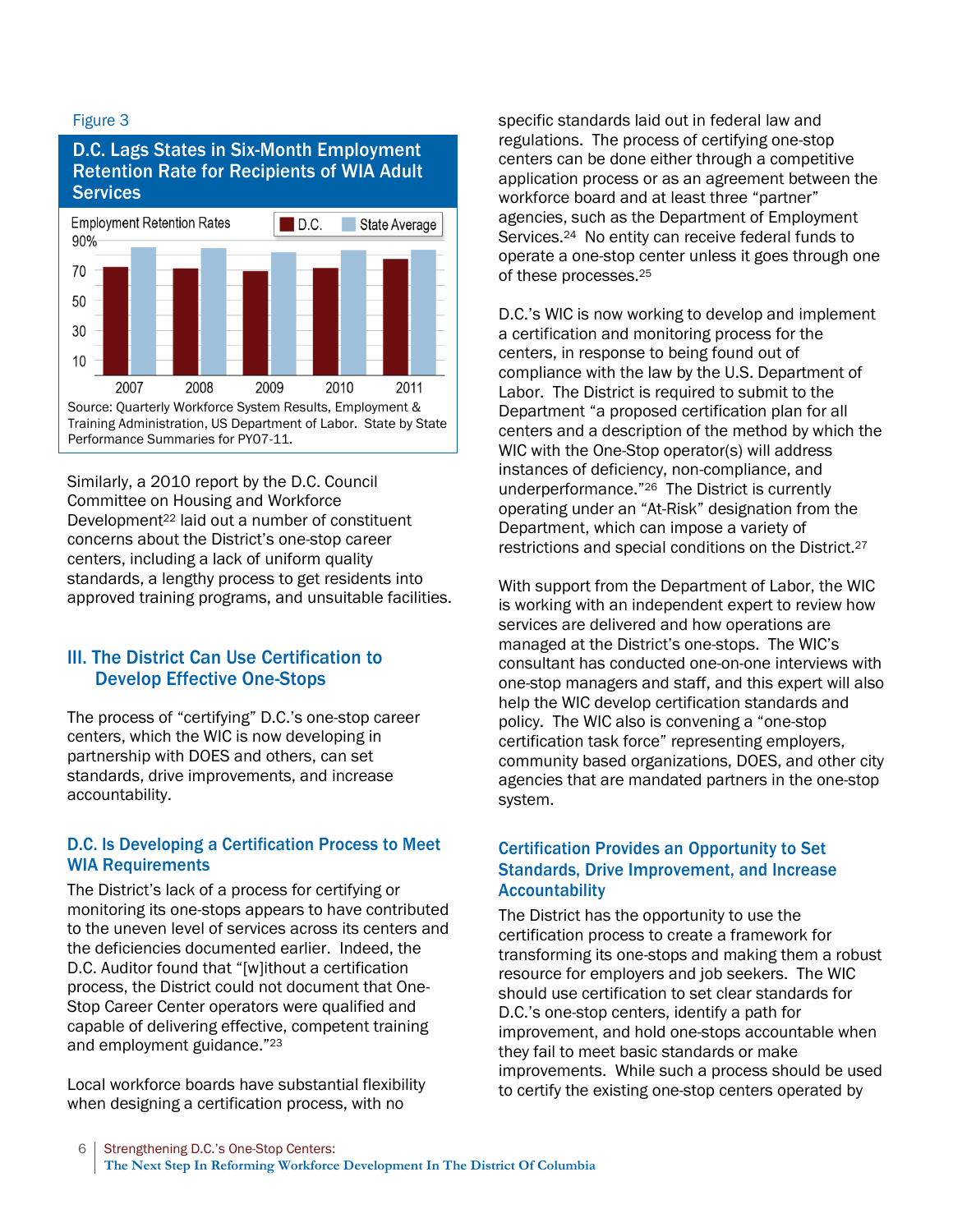Figure 3

**D.C. Lags States in Six-Month Employment Retention Rate for Recipients of WIA Adult Services**

Source: Quarterly Workforce System Results, Employment & Training Administration, US Department of Labor. State by State Performance Summaries for PY07-11.

Similarly, a 2010 report by the D.C. Council Committee on Housing and Workforce Development[22] laid out a number of constituent concerns about the District's one-stop career centers, including a lack of uniform quality standards, a lengthy process to get residents into approved training programs, and unsuitable facilities.

## III. The District Can Use Certification to Develop Effective One-Stops

The process of "certifying" D.C.'s one-stop career centers, which the WIC is now developing in partnership with DOES and others, can set standards, drive improvements, and increase accountability.

### D.C. Is Developing a Certification Process to Meet WIA Requirements

The District's lack of a process for certifying or monitoring its one-stops appears to have contributed to the uneven level of services across its centers and the deficiencies documented earlier. Indeed, the D.C. Auditor found that "[w]ithout a certification process, the District could not document that One-Stop Career Center operators were qualified and capable of delivering effective, competent training and employment guidance."[23]

Local workforce boards have substantial flexibility when designing a certification process, with no specific standards laid out in federal law and regulations. The process of certifying one-stop centers can be done either through a competitive application process or as an agreement between the workforce board and at least three "partner" agencies, such as the Department of Employment Services.[24] No entity can receive federal funds to operate a one-stop center unless it goes through one of these processes.[25]

D.C.'s WIC is now working to develop and implement a certification and monitoring process for the centers, in response to being found out of compliance with the law by the U.S. Department of Labor. The District is required to submit to the Department "a proposed certification plan for all centers and a description of the method by which the WIC with the One-Stop operator(s) will address instances of deficiency, non-compliance, and underperformance."[26] The District is currently operating under an "At-Risk" designation from the Department, which can impose a variety of restrictions and special conditions on the District.[27]

With support from the Department of Labor, the WIC is working with an independent expert to review how services are delivered and how operations are managed at the District's one-stops. The WIC's consultant has conducted one-on-one interviews with one-stop managers and staff, and this expert will also help the WIC develop certification standards and policy. The WIC also is convening a "one-stop certification task force" representing employers, community based organizations, DOES, and other city agencies that are mandated partners in the one-stop system.

### Certification Provides an Opportunity to Set Standards, Drive Improvement, and Increase Accountability

The District has the opportunity to use the certification process to create a framework for transforming its one-stops and making them a robust resource for employers and job seekers. The WIC should use certification to set clear standards for D.C.'s one-stop centers, identify a path for improvement, and hold one-stops accountable when they fail to meet basic standards or make improvements. While such a process should be used to certify the existing one-stop centers operated by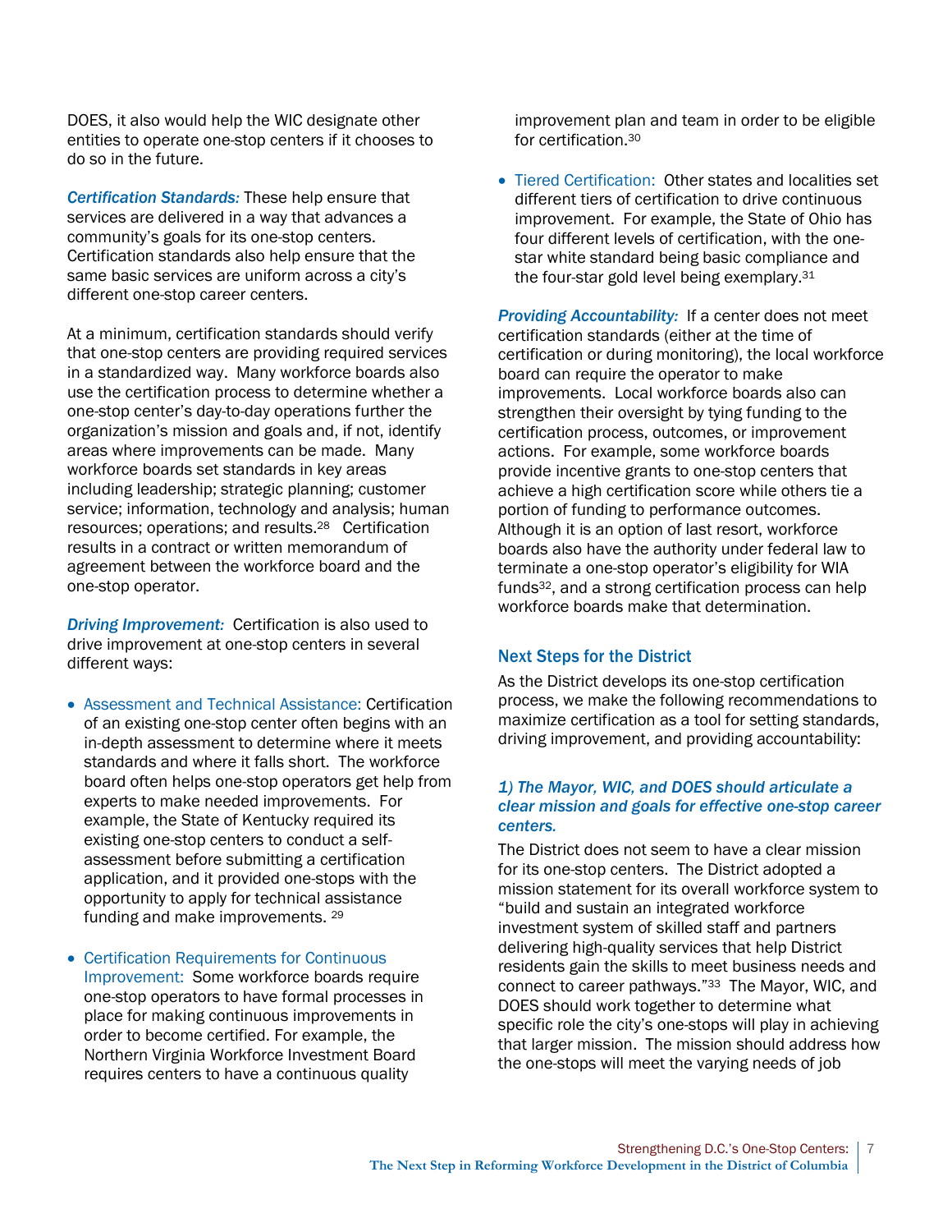DOES, it also would help the WIC designate other entities to operate one-stop centers if it chooses to do so in the future.

***Certification Standards:*** These help ensure that services are delivered in a way that advances a community's goals for its one-stop centers. Certification standards also help ensure that the same basic services are uniform across a city's different one-stop career centers.

At a minimum, certification standards should verify that one-stop centers are providing required services in a standardized way. Many workforce boards also use the certification process to determine whether a one-stop center's day-to-day operations further the organization's mission and goals and, if not, identify areas where improvements can be made. Many workforce boards set standards in key areas including leadership; strategic planning; customer service; information, technology and analysis; human resources; operations; and results.[28] Certification results in a contract or written memorandum of agreement between the workforce board and the one-stop operator.

***Driving Improvement:*** Certification is also used to drive improvement at one-stop centers in several different ways:

- Assessment and Technical Assistance: Certification of an existing one-stop center often begins with an in-depth assessment to determine where it meets standards and where it falls short. The workforce board often helps one-stop operators get help from experts to make needed improvements. For example, the State of Kentucky required its existing one-stop centers to conduct a self-assessment before submitting a certification application, and it provided one-stops with the opportunity to apply for technical assistance funding and make improvements. [29]
- Certification Requirements for Continuous Improvement: Some workforce boards require one-stop operators to have formal processes in place for making continuous improvements in order to become certified. For example, the Northern Virginia Workforce Investment Board requires centers to have a continuous quality improvement plan and team in order to be eligible for certification.[30]
- Tiered Certification: Other states and localities set different tiers of certification to drive continuous improvement. For example, the State of Ohio has four different levels of certification, with the one-star white standard being basic compliance and the four-star gold level being exemplary.[31]

***Providing Accountability:*** If a center does not meet certification standards (either at the time of certification or during monitoring), the local workforce board can require the operator to make improvements. Local workforce boards also can strengthen their oversight by tying funding to the certification process, outcomes, or improvement actions. For example, some workforce boards provide incentive grants to one-stop centers that achieve a high certification score while others tie a portion of funding to performance outcomes. Although it is an option of last resort, workforce boards also have the authority under federal law to terminate a one-stop operator's eligibility for WIA funds[32], and a strong certification process can help workforce boards make that determination.

## Next Steps for the District

As the District develops its one-stop certification process, we make the following recommendations to maximize certification as a tool for setting standards, driving improvement, and providing accountability:

### *1) The Mayor, WIC, and DOES should articulate a clear mission and goals for effective one-stop career centers.*

The District does not seem to have a clear mission for its one-stop centers. The District adopted a mission statement for its overall workforce system to "build and sustain an integrated workforce investment system of skilled staff and partners delivering high-quality services that help District residents gain the skills to meet business needs and connect to career pathways."[33] The Mayor, WIC, and DOES should work together to determine what specific role the city's one-stops will play in achieving that larger mission. The mission should address how the one-stops will meet the varying needs of job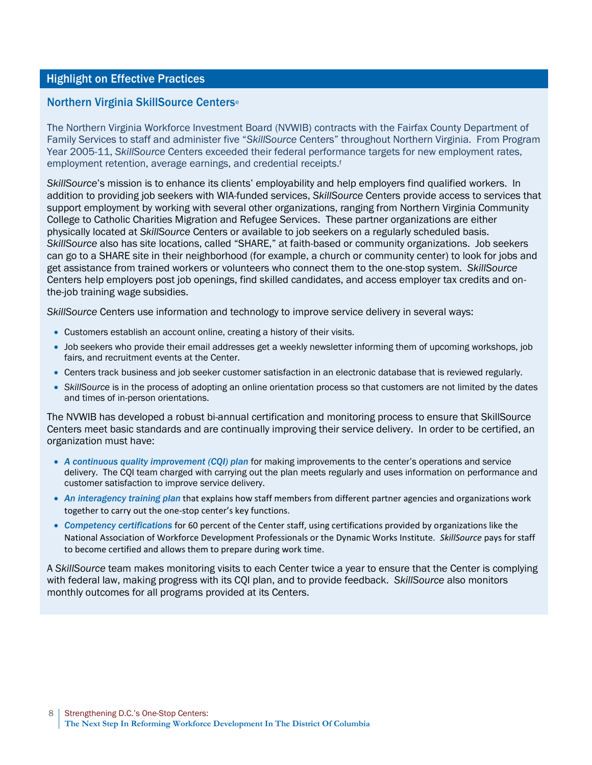## Highlight on Effective Practices

### Northern Virginia SkillSource Centers[e]

The Northern Virginia Workforce Investment Board (NVWIB) contracts with the Fairfax County Department of Family Services to staff and administer five "*SkillSource* Centers" throughout Northern Virginia. From Program Year 2005-11, *SkillSource* Centers exceeded their federal performance targets for new employment rates, employment retention, average earnings, and credential receipts.[f]

*SkillSource*'s mission is to enhance its clients' employability and help employers find qualified workers. In addition to providing job seekers with WIA-funded services, *SkillSource* Centers provide access to services that support employment by working with several other organizations, ranging from Northern Virginia Community College to Catholic Charities Migration and Refugee Services. These partner organizations are either physically located at *SkillSource* Centers or available to job seekers on a regularly scheduled basis. *SkillSource* also has site locations, called "SHARE," at faith-based or community organizations. Job seekers can go to a SHARE site in their neighborhood (for example, a church or community center) to look for jobs and get assistance from trained workers or volunteers who connect them to the one-stop system. *SkillSource* Centers help employers post job openings, find skilled candidates, and access employer tax credits and on-the-job training wage subsidies.

*SkillSource* Centers use information and technology to improve service delivery in several ways:

- Customers establish an account online, creating a history of their visits.
- Job seekers who provide their email addresses get a weekly newsletter informing them of upcoming workshops, job fairs, and recruitment events at the Center.
- Centers track business and job seeker customer satisfaction in an electronic database that is reviewed regularly.
- *SkillSource* is in the process of adopting an online orientation process so that customers are not limited by the dates and times of in-person orientations.

The NVWIB has developed a robust bi-annual certification and monitoring process to ensure that SkillSource Centers meet basic standards and are continually improving their service delivery. In order to be certified, an organization must have:

- ***A continuous quality improvement (CQI) plan*** for making improvements to the center's operations and service delivery. The CQI team charged with carrying out the plan meets regularly and uses information on performance and customer satisfaction to improve service delivery.
- ***An interagency training plan*** that explains how staff members from different partner agencies and organizations work together to carry out the one-stop center's key functions.
- ***Competency certifications*** for 60 percent of the Center staff, using certifications provided by organizations like the National Association of Workforce Development Professionals or the Dynamic Works Institute. *SkillSource* pays for staff to become certified and allows them to prepare during work time.

A *SkillSource* team makes monitoring visits to each Center twice a year to ensure that the Center is complying with federal law, making progress with its CQI plan, and to provide feedback. *SkillSource* also monitors monthly outcomes for all programs provided at its Centers.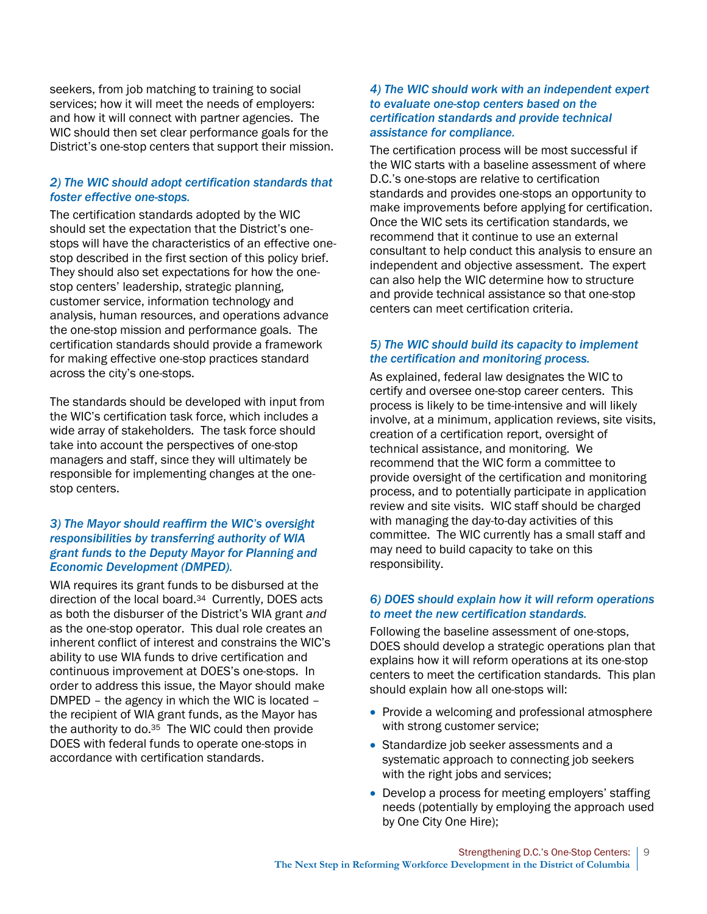seekers, from job matching to training to social services; how it will meet the needs of employers: and how it will connect with partner agencies. The WIC should then set clear performance goals for the District's one-stop centers that support their mission.

### *2) The WIC should adopt certification standards that foster effective one-stops.*

The certification standards adopted by the WIC should set the expectation that the District's one-stops will have the characteristics of an effective one-stop described in the first section of this policy brief. They should also set expectations for how the one-stop centers' leadership, strategic planning, customer service, information technology and analysis, human resources, and operations advance the one-stop mission and performance goals. The certification standards should provide a framework for making effective one-stop practices standard across the city's one-stops.

The standards should be developed with input from the WIC's certification task force, which includes a wide array of stakeholders. The task force should take into account the perspectives of one-stop managers and staff, since they will ultimately be responsible for implementing changes at the one-stop centers.

### *3) The Mayor should reaffirm the WIC's oversight responsibilities by transferring authority of WIA grant funds to the Deputy Mayor for Planning and Economic Development (DMPED).*

WIA requires its grant funds to be disbursed at the direction of the local board.[34] Currently, DOES acts as both the disburser of the District's WIA grant *and* as the one-stop operator. This dual role creates an inherent conflict of interest and constrains the WIC's ability to use WIA funds to drive certification and continuous improvement at DOES's one-stops. In order to address this issue, the Mayor should make DMPED – the agency in which the WIC is located – the recipient of WIA grant funds, as the Mayor has the authority to do.[35] The WIC could then provide DOES with federal funds to operate one-stops in accordance with certification standards.

### *4) The WIC should work with an independent expert to evaluate one-stop centers based on the certification standards and provide technical assistance for compliance.*

The certification process will be most successful if the WIC starts with a baseline assessment of where D.C.'s one-stops are relative to certification standards and provides one-stops an opportunity to make improvements before applying for certification. Once the WIC sets its certification standards, we recommend that it continue to use an external consultant to help conduct this analysis to ensure an independent and objective assessment. The expert can also help the WIC determine how to structure and provide technical assistance so that one-stop centers can meet certification criteria.

### *5) The WIC should build its capacity to implement the certification and monitoring process.*

As explained, federal law designates the WIC to certify and oversee one-stop career centers. This process is likely to be time-intensive and will likely involve, at a minimum, application reviews, site visits, creation of a certification report, oversight of technical assistance, and monitoring. We recommend that the WIC form a committee to provide oversight of the certification and monitoring process, and to potentially participate in application review and site visits. WIC staff should be charged with managing the day-to-day activities of this committee. The WIC currently has a small staff and may need to build capacity to take on this responsibility.

### *6) DOES should explain how it will reform operations to meet the new certification standards.*

Following the baseline assessment of one-stops, DOES should develop a strategic operations plan that explains how it will reform operations at its one-stop centers to meet the certification standards. This plan should explain how all one-stops will:

- Provide a welcoming and professional atmosphere with strong customer service;
- Standardize job seeker assessments and a systematic approach to connecting job seekers with the right jobs and services;
- Develop a process for meeting employers' staffing needs (potentially by employing the approach used by One City One Hire);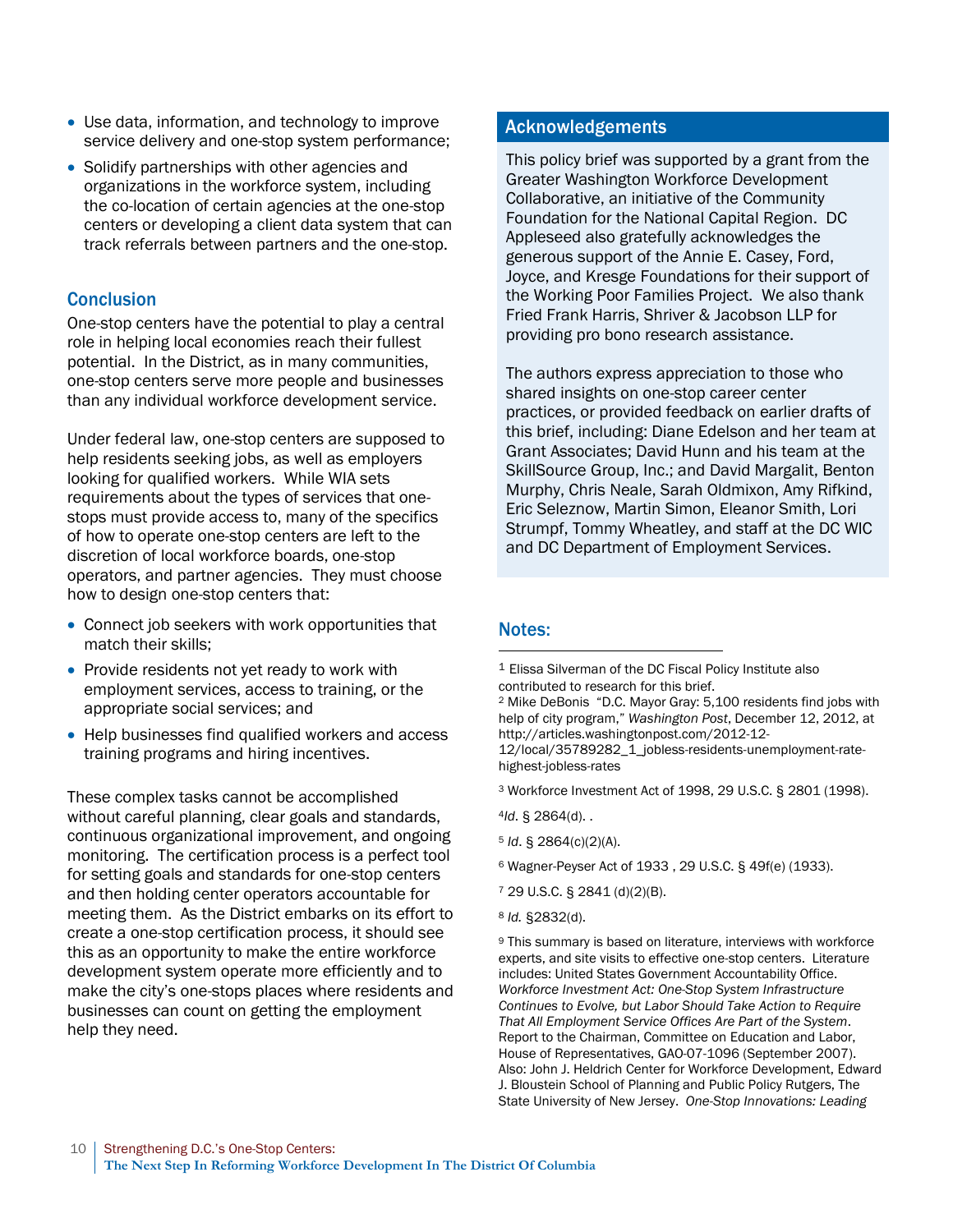- Use data, information, and technology to improve service delivery and one-stop system performance;
- Solidify partnerships with other agencies and organizations in the workforce system, including the co-location of certain agencies at the one-stop centers or developing a client data system that can track referrals between partners and the one-stop.

## Conclusion

One-stop centers have the potential to play a central role in helping local economies reach their fullest potential. In the District, as in many communities, one-stop centers serve more people and businesses than any individual workforce development service.

Under federal law, one-stop centers are supposed to help residents seeking jobs, as well as employers looking for qualified workers. While WIA sets requirements about the types of services that one-stops must provide access to, many of the specifics of how to operate one-stop centers are left to the discretion of local workforce boards, one-stop operators, and partner agencies. They must choose how to design one-stop centers that:

- Connect job seekers with work opportunities that match their skills;
- Provide residents not yet ready to work with employment services, access to training, or the appropriate social services; and
- Help businesses find qualified workers and access training programs and hiring incentives.

These complex tasks cannot be accomplished without careful planning, clear goals and standards, continuous organizational improvement, and ongoing monitoring. The certification process is a perfect tool for setting goals and standards for one-stop centers and then holding center operators accountable for meeting them. As the District embarks on its effort to create a one-stop certification process, it should see this as an opportunity to make the entire workforce development system operate more efficiently and to make the city's one-stops places where residents and businesses can count on getting the employment help they need.

## Acknowledgements

This policy brief was supported by a grant from the Greater Washington Workforce Development Collaborative, an initiative of the Community Foundation for the National Capital Region. DC Appleseed also gratefully acknowledges the generous support of the Annie E. Casey, Ford, Joyce, and Kresge Foundations for their support of the Working Poor Families Project. We also thank Fried Frank Harris, Shriver & Jacobson LLP for providing pro bono research assistance.

The authors express appreciation to those who shared insights on one-stop career center practices, or provided feedback on earlier drafts of this brief, including: Diane Edelson and her team at Grant Associates; David Hunn and his team at the SkillSource Group, Inc.; and David Margalit, Benton Murphy, Chris Neale, Sarah Oldmixon, Amy Rifkind, Eric Seleznow, Martin Simon, Eleanor Smith, Lori Strumpf, Tommy Wheatley, and staff at the DC WIC and DC Department of Employment Services.

## Notes:

[1] Elissa Silverman of the DC Fiscal Policy Institute also contributed to research for this brief.

[2] Mike DeBonis "D.C. Mayor Gray: 5,100 residents find jobs with help of city program," *Washington Post*, December 12, 2012, at http://articles.washingtonpost.com/2012-12-12/local/35789282_1_jobless-residents-unemployment-rate-highest-jobless-rates

[3] Workforce Investment Act of 1998, 29 U.S.C. § 2801 (1998).

[4] *Id*. § 2864(d). .

[5] *Id*. § 2864(c)(2)(A).

[6] Wagner-Peyser Act of 1933 , 29 U.S.C. § 49f(e) (1933).

[7] 29 U.S.C. § 2841 (d)(2)(B).

[8] *Id.* §2832(d).

[9] This summary is based on literature, interviews with workforce experts, and site visits to effective one-stop centers. Literature includes: United States Government Accountability Office. *Workforce Investment Act: One-Stop System Infrastructure Continues to Evolve, but Labor Should Take Action to Require That All Employment Service Offices Are Part of the System*. Report to the Chairman, Committee on Education and Labor, House of Representatives, GAO-07-1096 (September 2007). Also: John J. Heldrich Center for Workforce Development, Edward J. Bloustein School of Planning and Public Policy Rutgers, The State University of New Jersey. *One-Stop Innovations: Leading*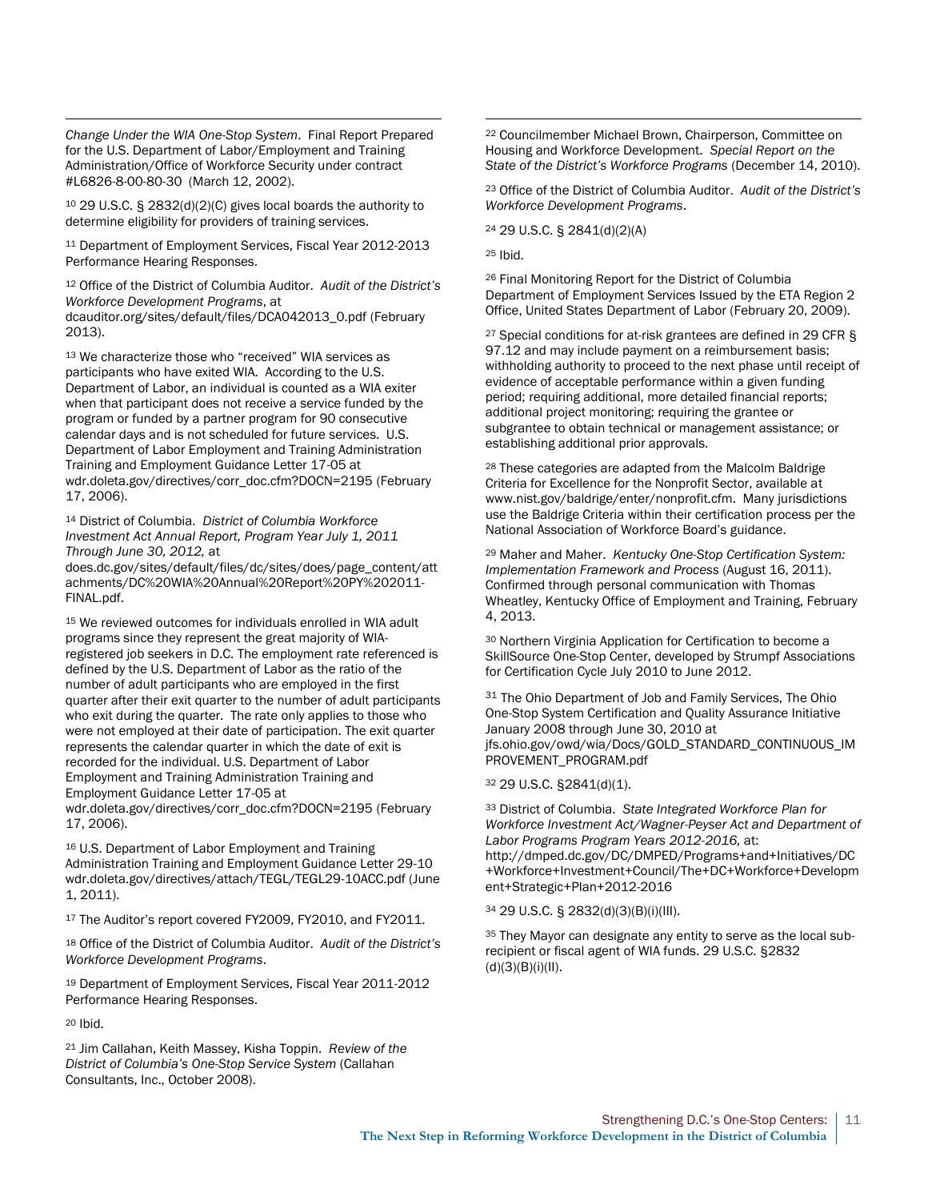*Change Under the WIA One-Stop System*. Final Report Prepared for the U.S. Department of Labor/Employment and Training Administration/Office of Workforce Security under contract #L6826-8-00-80-30 (March 12, 2002).

[10] 29 U.S.C. § 2832(d)(2)(C) gives local boards the authority to determine eligibility for providers of training services.

[11] Department of Employment Services, Fiscal Year 2012-2013 Performance Hearing Responses.

[12] Office of the District of Columbia Auditor. *Audit of the District's Workforce Development Programs*, at dcauditor.org/sites/default/files/DCA042013_0.pdf (February 2013).

[13] We characterize those who "received" WIA services as participants who have exited WIA. According to the U.S. Department of Labor, an individual is counted as a WIA exiter when that participant does not receive a service funded by the program or funded by a partner program for 90 consecutive calendar days and is not scheduled for future services. U.S. Department of Labor Employment and Training Administration Training and Employment Guidance Letter 17-05 at wdr.doleta.gov/directives/corr_doc.cfm?DOCN=2195 (February 17, 2006).

[14] District of Columbia. *District of Columbia Workforce Investment Act Annual Report, Program Year July 1, 2011 Through June 30, 2012,* at does.dc.gov/sites/default/files/dc/sites/does/page_content/attachments/DC%20WIA%20Annual%20Report%20PY%202011-FINAL.pdf.

[15] We reviewed outcomes for individuals enrolled in WIA adult programs since they represent the great majority of WIA-registered job seekers in D.C. The employment rate referenced is defined by the U.S. Department of Labor as the ratio of the number of adult participants who are employed in the first quarter after their exit quarter to the number of adult participants who exit during the quarter. The rate only applies to those who were not employed at their date of participation. The exit quarter represents the calendar quarter in which the date of exit is recorded for the individual. U.S. Department of Labor Employment and Training Administration Training and Employment Guidance Letter 17-05 at wdr.doleta.gov/directives/corr_doc.cfm?DOCN=2195 (February 17, 2006).

[16] U.S. Department of Labor Employment and Training Administration Training and Employment Guidance Letter 29-10 wdr.doleta.gov/directives/attach/TEGL/TEGL29-10ACC.pdf (June 1, 2011).

[17] The Auditor's report covered FY2009, FY2010, and FY2011.

[18] Office of the District of Columbia Auditor. *Audit of the District's Workforce Development Programs*.

[19] Department of Employment Services, Fiscal Year 2011-2012 Performance Hearing Responses.

[20] Ibid.

[21] Jim Callahan, Keith Massey, Kisha Toppin. *Review of the District of Columbia's One-Stop Service System* (Callahan Consultants, Inc., October 2008).

[22] Councilmember Michael Brown, Chairperson, Committee on Housing and Workforce Development. *Special Report on the State of the District's Workforce Programs* (December 14, 2010).

[23] Office of the District of Columbia Auditor. *Audit of the District's Workforce Development Programs*.

[24] 29 U.S.C. § 2841(d)(2)(A)

[25] Ibid.

[26] Final Monitoring Report for the District of Columbia Department of Employment Services Issued by the ETA Region 2 Office, United States Department of Labor (February 20, 2009).

[27] Special conditions for at-risk grantees are defined in 29 CFR § 97.12 and may include payment on a reimbursement basis; withholding authority to proceed to the next phase until receipt of evidence of acceptable performance within a given funding period; requiring additional, more detailed financial reports; additional project monitoring; requiring the grantee or subgrantee to obtain technical or management assistance; or establishing additional prior approvals.

[28] These categories are adapted from the Malcolm Baldrige Criteria for Excellence for the Nonprofit Sector, available at www.nist.gov/baldrige/enter/nonprofit.cfm. Many jurisdictions use the Baldrige Criteria within their certification process per the National Association of Workforce Board's guidance.

[29] Maher and Maher. *Kentucky One-Stop Certification System: Implementation Framework and Process* (August 16, 2011). Confirmed through personal communication with Thomas Wheatley, Kentucky Office of Employment and Training, February 4, 2013.

[30] Northern Virginia Application for Certification to become a SkillSource One-Stop Center, developed by Strumpf Associations for Certification Cycle July 2010 to June 2012.

[31] The Ohio Department of Job and Family Services, The Ohio One-Stop System Certification and Quality Assurance Initiative January 2008 through June 30, 2010 at jfs.ohio.gov/owd/wia/Docs/GOLD_STANDARD_CONTINUOUS_IMPROVEMENT_PROGRAM.pdf

[32] 29 U.S.C. §2841(d)(1).

[33] District of Columbia. *State Integrated Workforce Plan for Workforce Investment Act/Wagner-Peyser Act and Department of Labor Programs Program Years 2012-2016,* at: http://dmped.dc.gov/DC/DMPED/Programs+and+Initiatives/DC+Workforce+Investment+Council/The+DC+Workforce+Development+Strategic+Plan+2012-2016

[34] 29 U.S.C. § 2832(d)(3)(B)(i)(III).

[35] They Mayor can designate any entity to serve as the local sub-recipient or fiscal agent of WIA funds. 29 U.S.C. §2832 (d)(3)(B)(i)(II).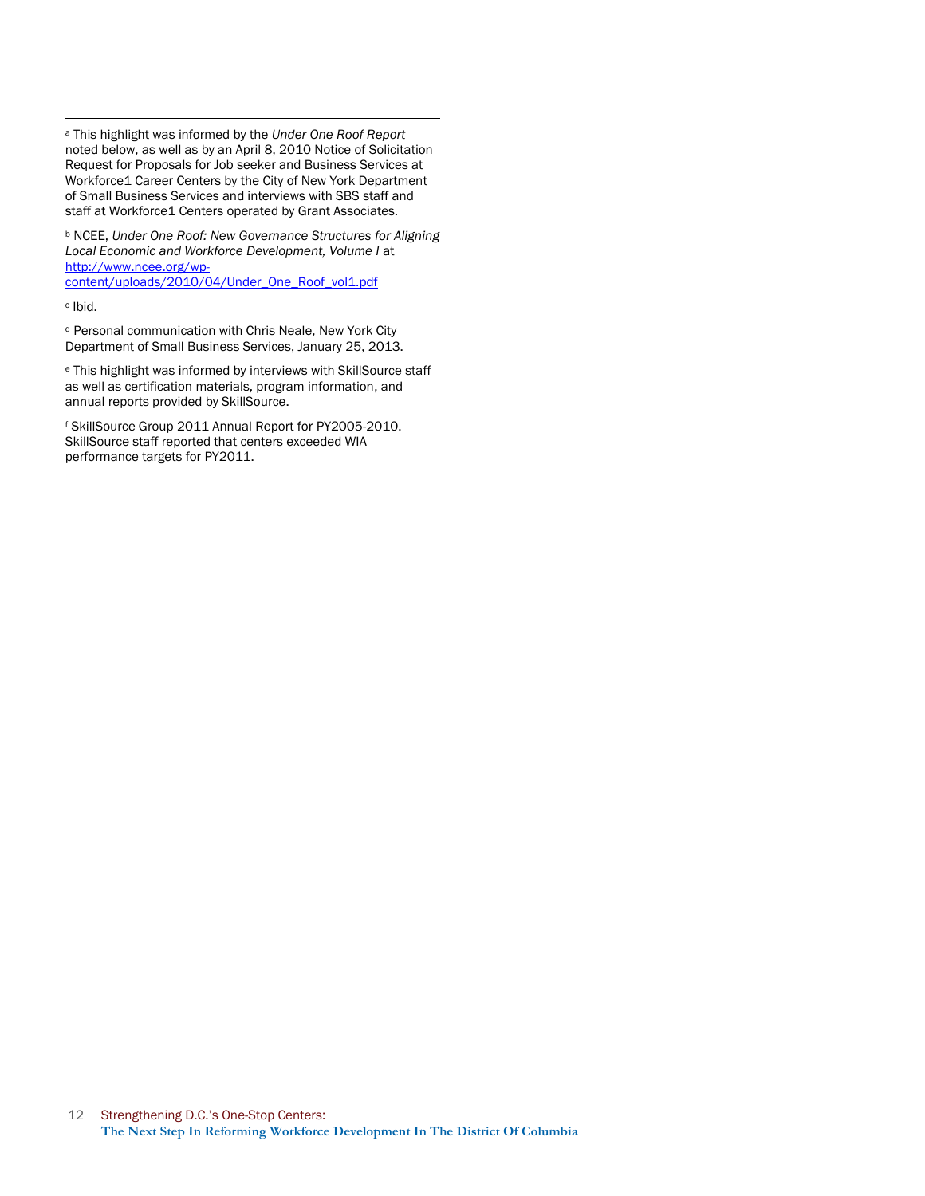[a] This highlight was informed by the *Under One Roof Report* noted below, as well as by an April 8, 2010 Notice of Solicitation Request for Proposals for Job seeker and Business Services at Workforce1 Career Centers by the City of New York Department of Small Business Services and interviews with SBS staff and staff at Workforce1 Centers operated by Grant Associates.

[b] NCEE, *Under One Roof: New Governance Structures for Aligning Local Economic and Workforce Development, Volume I* at http://www.ncee.org/wp-content/uploads/2010/04/Under_One_Roof_vol1.pdf

[c] Ibid.

[d] Personal communication with Chris Neale, New York City Department of Small Business Services, January 25, 2013.

[e] This highlight was informed by interviews with SkillSource staff as well as certification materials, program information, and annual reports provided by SkillSource.

[f] SkillSource Group 2011 Annual Report for PY2005-2010. SkillSource staff reported that centers exceeded WIA performance targets for PY2011.